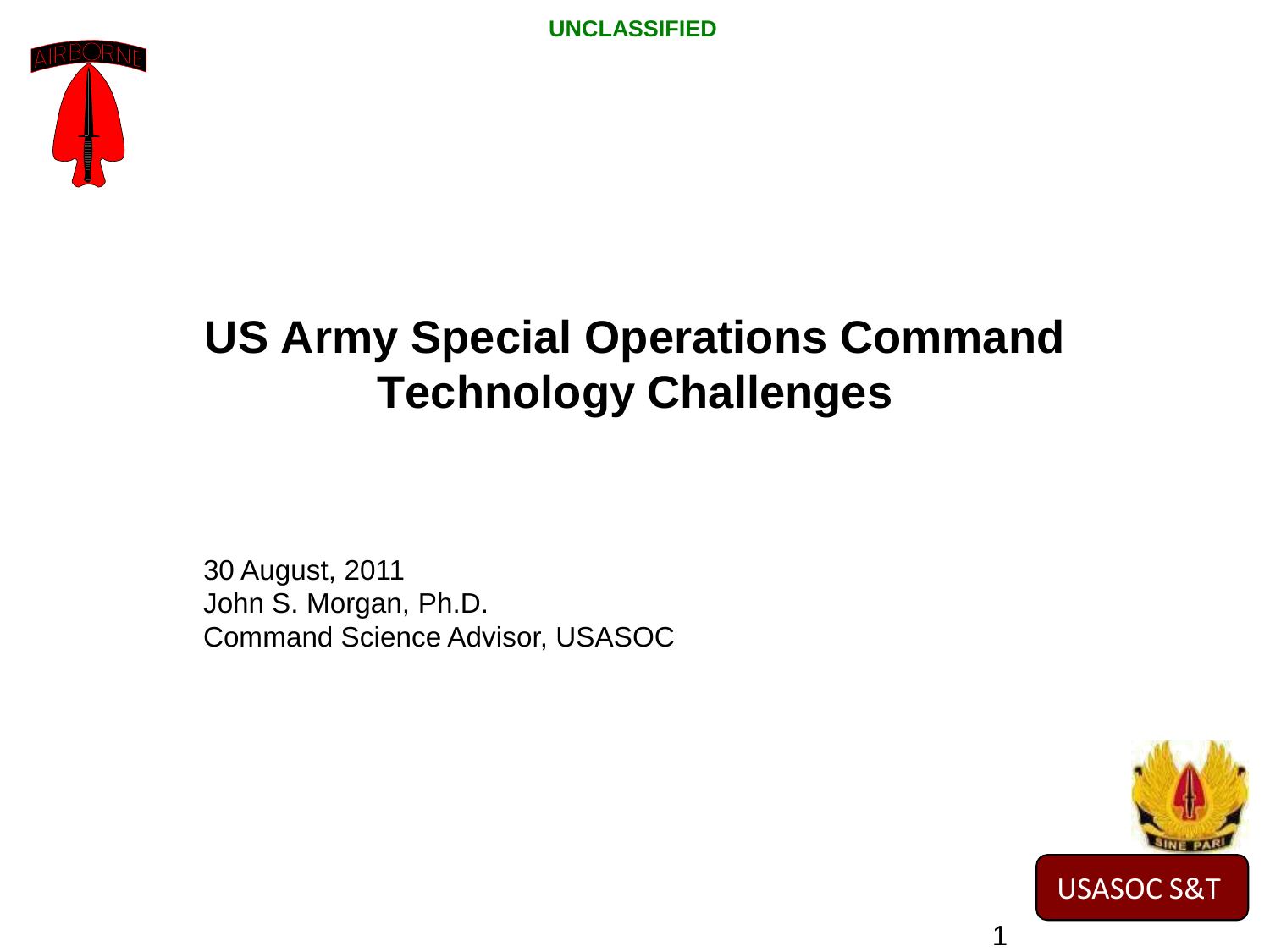UNCLASSIFIED

# US Army Special Operations Command Technology Challenges

30 August, 2011
John S. Morgan, Ph.D.
Command Science Advisor, USASOC

USASOC S&T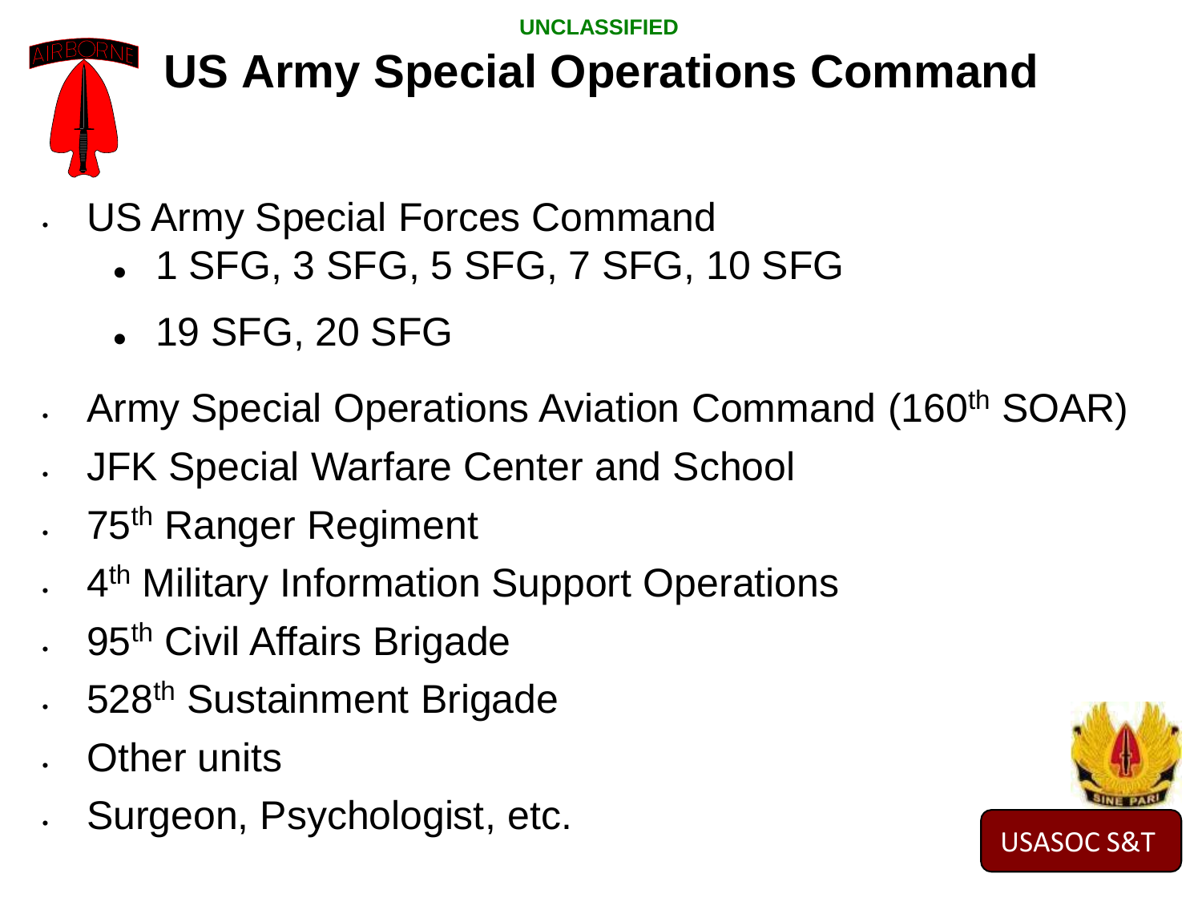UNCLASSIFIED

# US Army Special Operations Command

- US Army Special Forces Command
  - 1 SFG, 3 SFG, 5 SFG, 7 SFG, 10 SFG
  - 19 SFG, 20 SFG
- Army Special Operations Aviation Command (160th SOAR)
- JFK Special Warfare Center and School
- 75th Ranger Regiment
- 4th Military Information Support Operations
- 95th Civil Affairs Brigade
- 528th Sustainment Brigade
- Other units
- Surgeon, Psychologist, etc.

USASOC S&T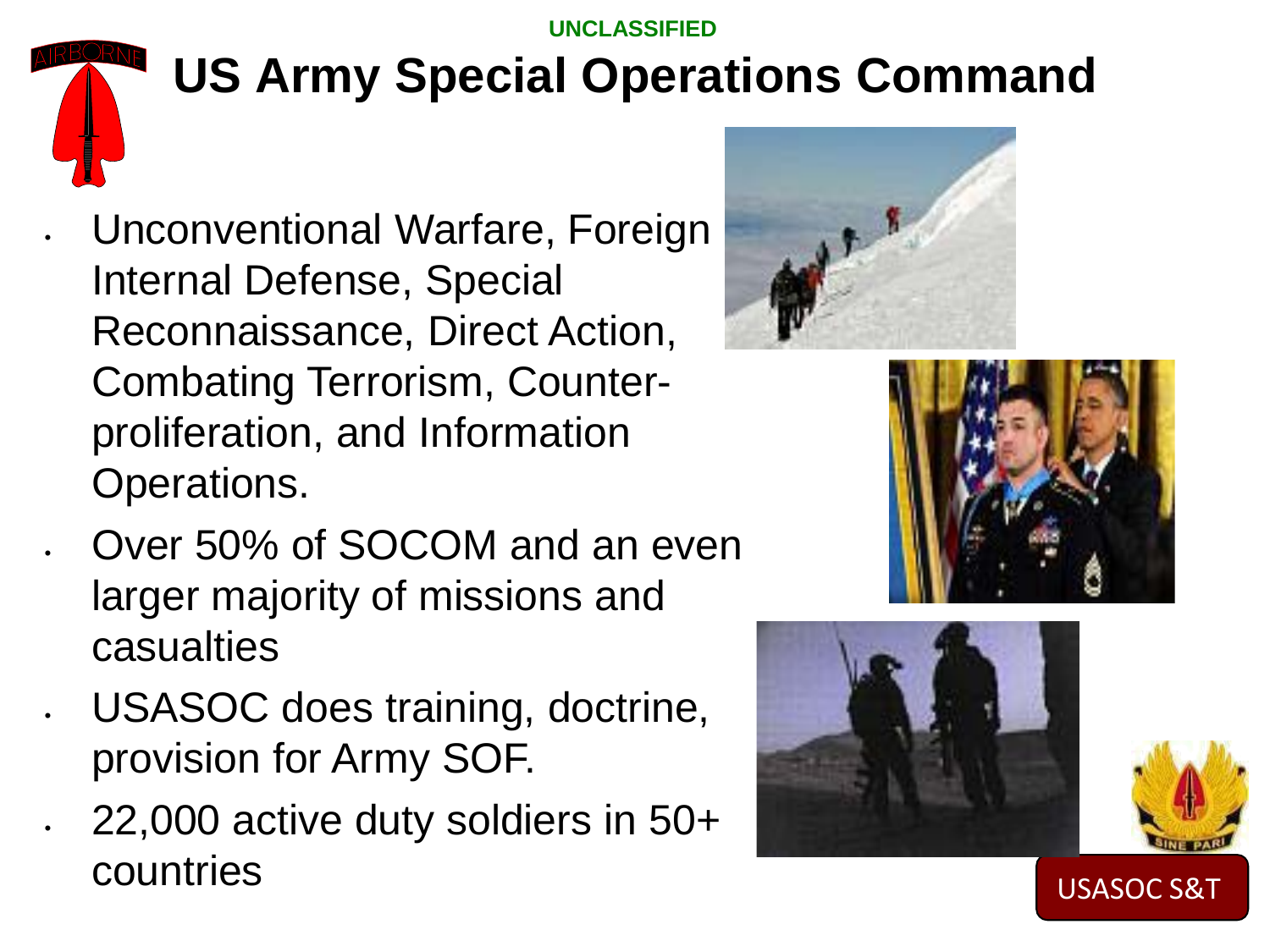UNCLASSIFIED

# US Army Special Operations Command

- Unconventional Warfare, Foreign Internal Defense, Special Reconnaissance, Direct Action, Combating Terrorism, Counter-proliferation, and Information Operations.
- Over 50% of SOCOM and an even larger majority of missions and casualties
- USASOC does training, doctrine, provision for Army SOF.
- 22,000 active duty soldiers in 50+ countries

USASOC S&T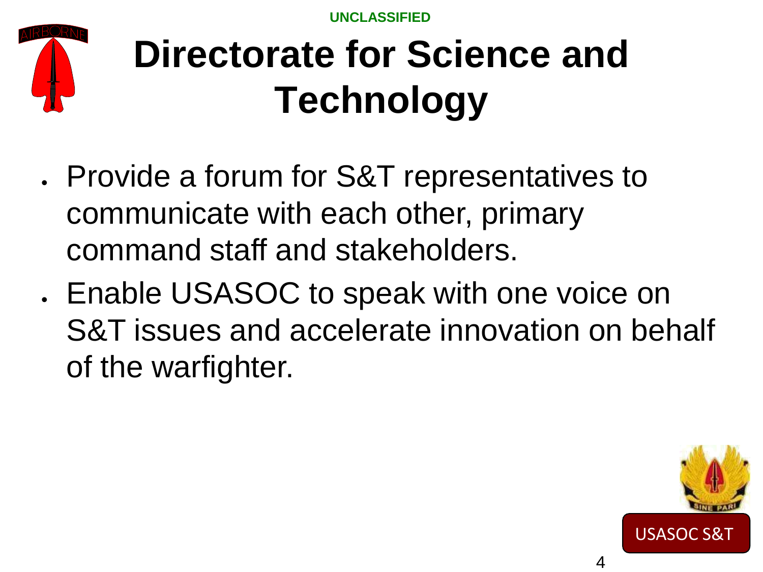UNCLASSIFIED

# Directorate for Science and Technology

- Provide a forum for S&T representatives to communicate with each other, primary command staff and stakeholders.
- Enable USASOC to speak with one voice on S&T issues and accelerate innovation on behalf of the warfighter.

USASOC S&T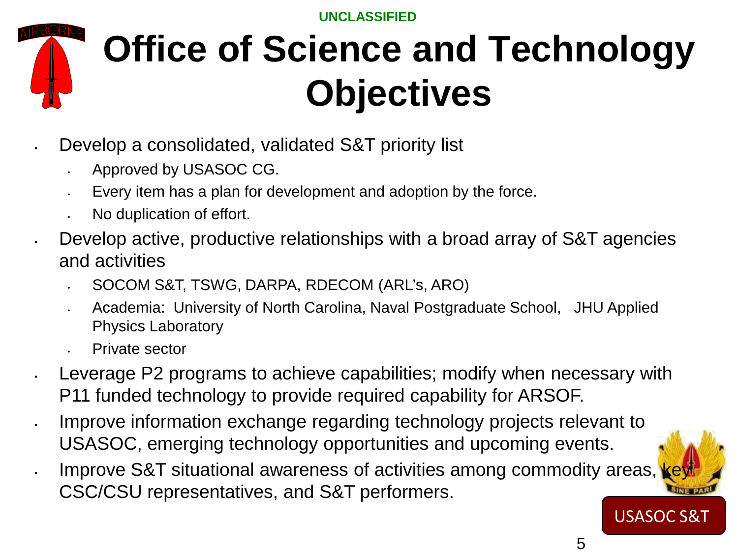UNCLASSIFIED

# Office of Science and Technology Objectives

- Develop a consolidated, validated S&T priority list
  - Approved by USASOC CG.
  - Every item has a plan for development and adoption by the force.
  - No duplication of effort.
- Develop active, productive relationships with a broad array of S&T agencies and activities
  - SOCOM S&T, TSWG, DARPA, RDECOM (ARL's, ARO)
  - Academia: University of North Carolina, Naval Postgraduate School, JHU Applied Physics Laboratory
  - Private sector
- Leverage P2 programs to achieve capabilities; modify when necessary with P11 funded technology to provide required capability for ARSOF.
- Improve information exchange regarding technology projects relevant to USASOC, emerging technology opportunities and upcoming events.
- Improve S&T situational awareness of activities among commodity areas, key CSC/CSU representatives, and S&T performers.

USASOC S&T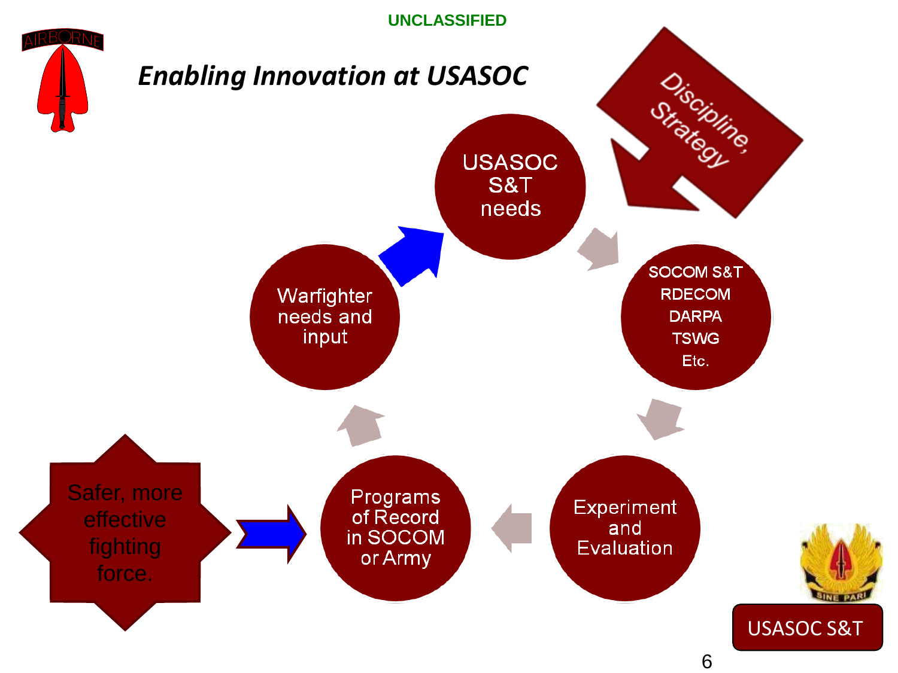# *Enabling Innovation at USASOC*

Discipline, Strategy

USASOC S&T needs

SOCOM S&T
RDECOM
DARPA
TSWG
Etc.

Experiment and Evaluation

Programs of Record in SOCOM or Army

Warfighter needs and input

Safer, more effective fighting force.

USASOC S&T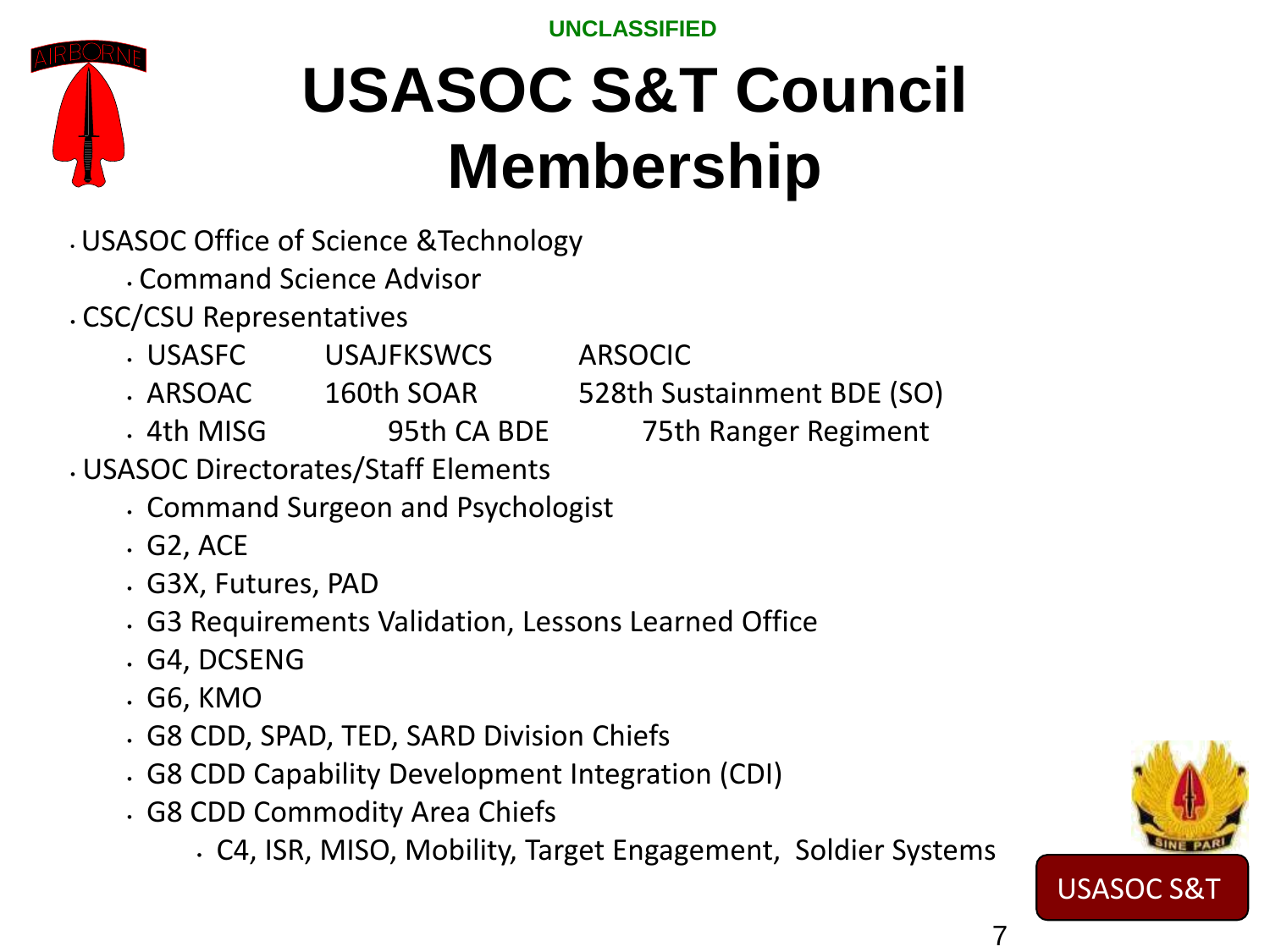# USASOC S&T Council Membership

- USASOC Office of Science &Technology
  - Command Science Advisor
- CSC/CSU Representatives
  - USASFC USAJFKSWCS ARSOCIC
  - ARSOAC 160th SOAR 528th Sustainment BDE (SO)
  - 4th MISG 95th CA BDE 75th Ranger Regiment
- USASOC Directorates/Staff Elements
  - Command Surgeon and Psychologist
  - G2, ACE
  - G3X, Futures, PAD
  - G3 Requirements Validation, Lessons Learned Office
  - G4, DCSENG
  - G6, KMO
  - G8 CDD, SPAD, TED, SARD Division Chiefs
  - G8 CDD Capability Development Integration (CDI)
  - G8 CDD Commodity Area Chiefs
    - C4, ISR, MISO, Mobility, Target Engagement, Soldier Systems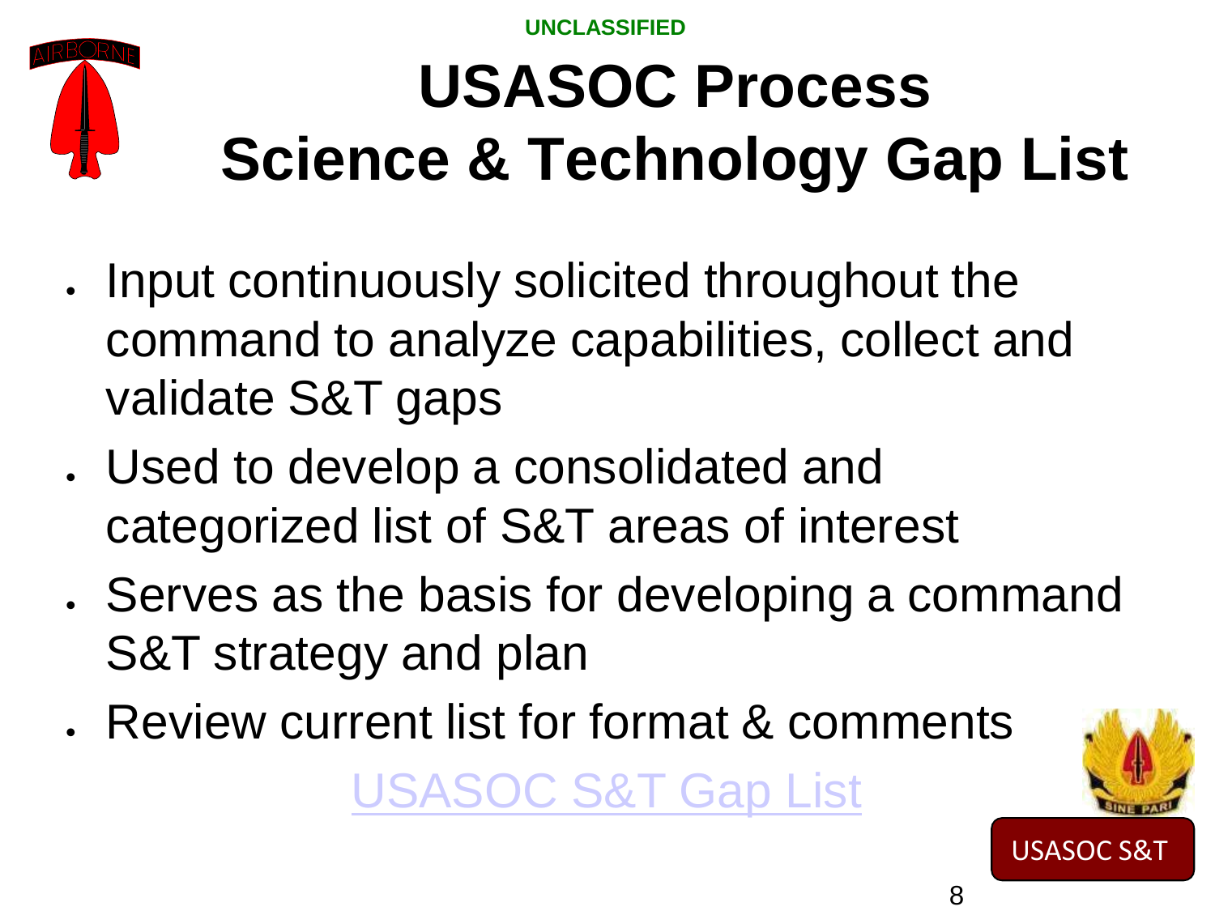UNCLASSIFIED

# USASOC Process Science & Technology Gap List

- Input continuously solicited throughout the command to analyze capabilities, collect and validate S&T gaps
- Used to develop a consolidated and categorized list of S&T areas of interest
- Serves as the basis for developing a command S&T strategy and plan
- Review current list for format & comments

USASOC S&T Gap List

USASOC S&T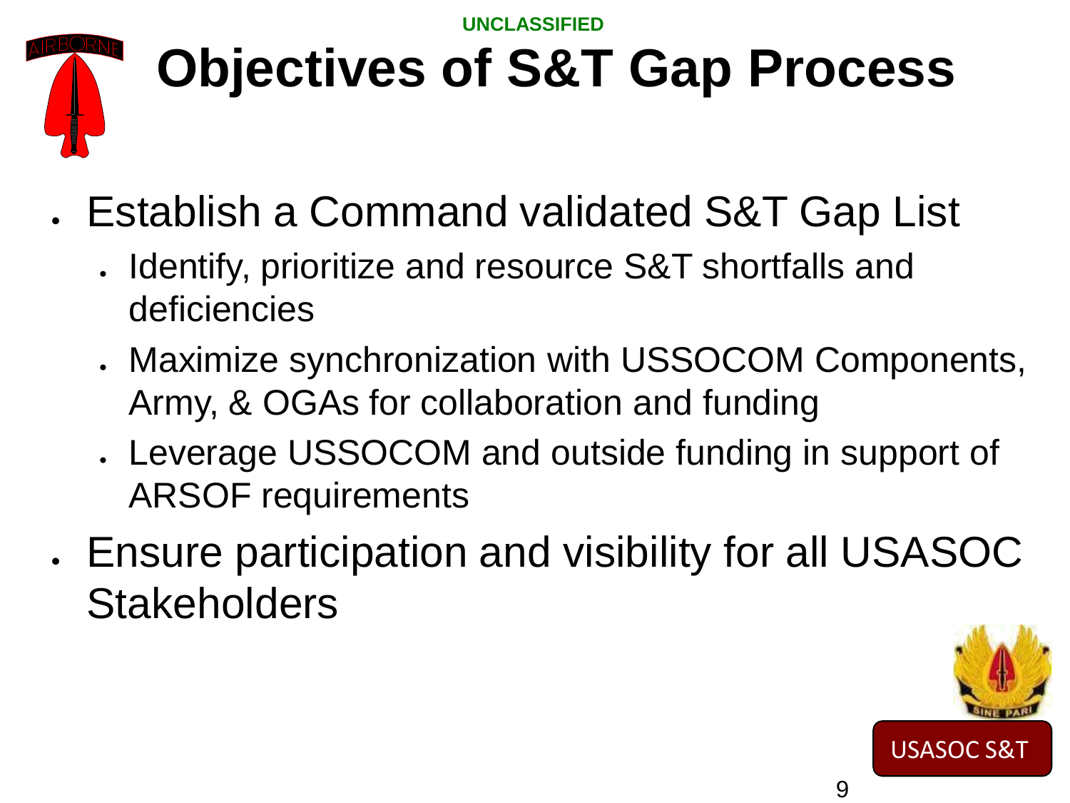UNCLASSIFIED

# Objectives of S&T Gap Process

- Establish a Command validated S&T Gap List
  - Identify, prioritize and resource S&T shortfalls and deficiencies
  - Maximize synchronization with USSOCOM Components, Army, & OGAs for collaboration and funding
  - Leverage USSOCOM and outside funding in support of ARSOF requirements
- Ensure participation and visibility for all USASOC Stakeholders

USASOC S&T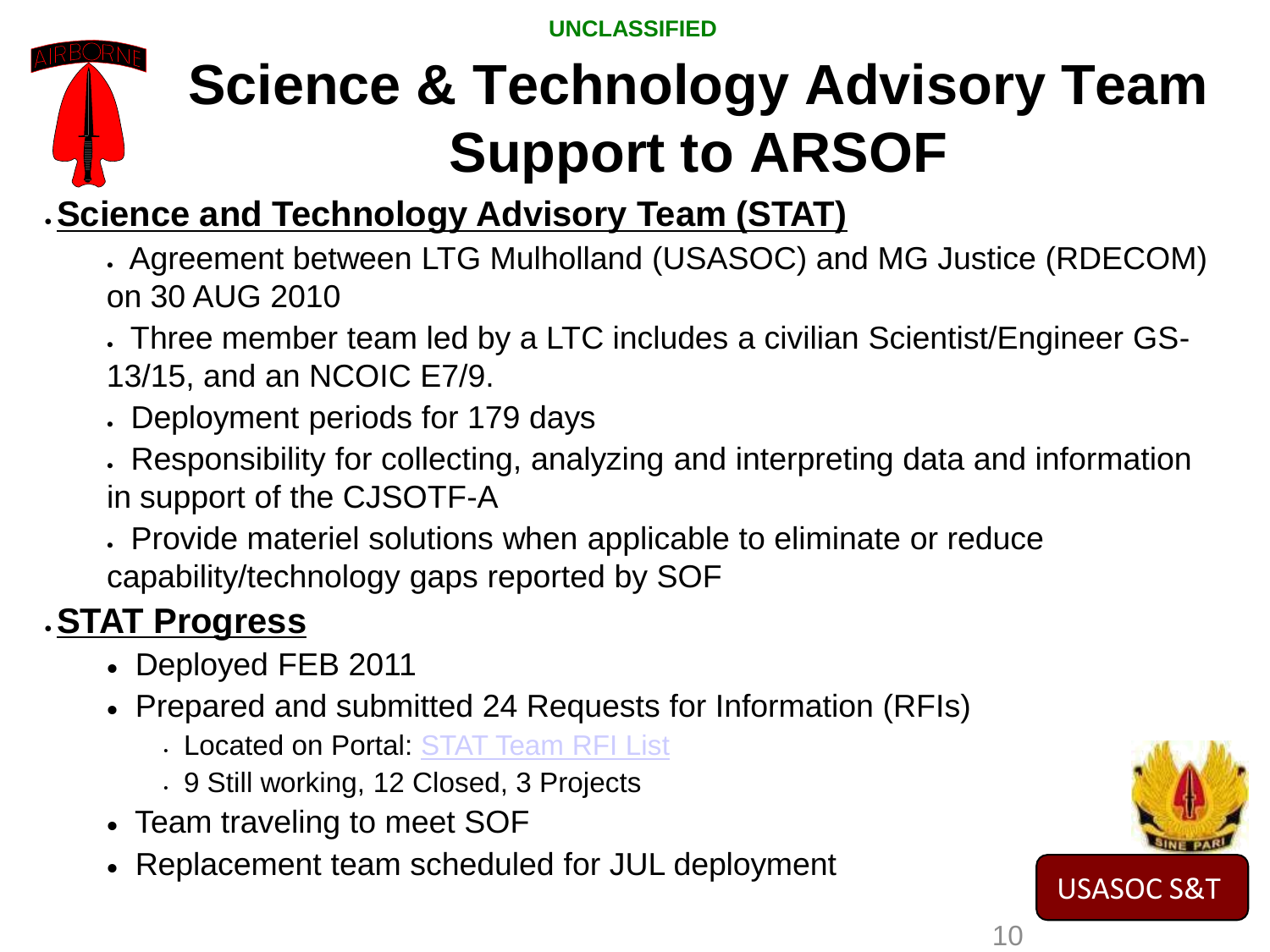UNCLASSIFIED

# Science & Technology Advisory Team Support to ARSOF

- **Science and Technology Advisory Team (STAT)**
  - Agreement between LTG Mulholland (USASOC) and MG Justice (RDECOM) on 30 AUG 2010
  - Three member team led by a LTC includes a civilian Scientist/Engineer GS-13/15, and an NCOIC E7/9.
  - Deployment periods for 179 days
  - Responsibility for collecting, analyzing and interpreting data and information in support of the CJSOTF-A
  - Provide materiel solutions when applicable to eliminate or reduce capability/technology gaps reported by SOF
- **STAT Progress**
  - Deployed FEB 2011
  - Prepared and submitted 24 Requests for Information (RFIs)
    - Located on Portal: STAT Team RFI List
    - 9 Still working, 12 Closed, 3 Projects
  - Team traveling to meet SOF
  - Replacement team scheduled for JUL deployment

USASOC S&T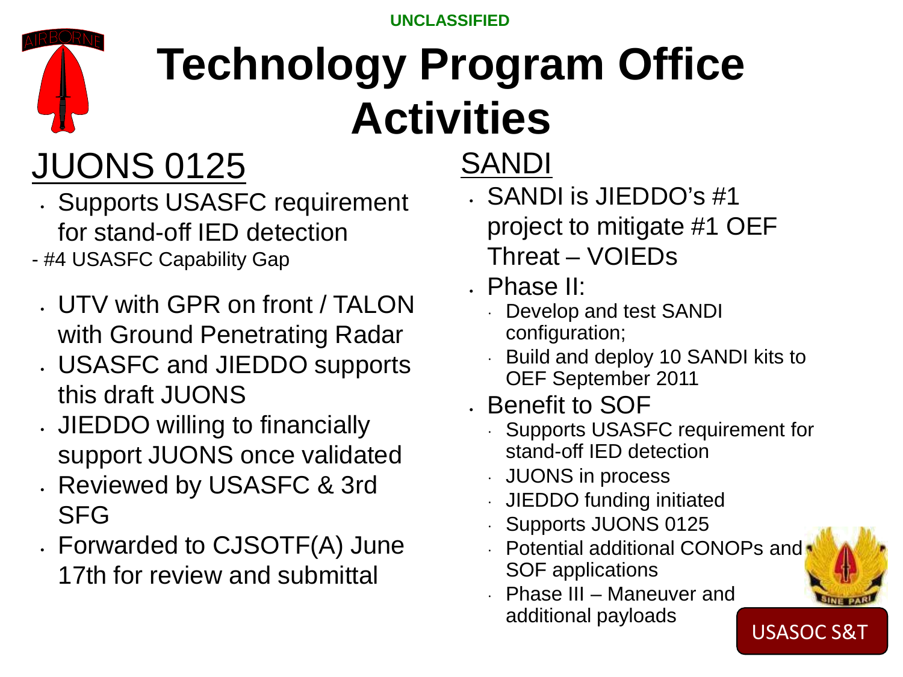UNCLASSIFIED

# Technology Program Office Activities

## JUONS 0125

- Supports USASFC requirement for stand-off IED detection
  - #4 USASFC Capability Gap
- UTV with GPR on front / TALON with Ground Penetrating Radar
- USASFC and JIEDDO supports this draft JUONS
- JIEDDO willing to financially support JUONS once validated
- Reviewed by USASFC & 3rd SFG
- Forwarded to CJSOTF(A) June 17th for review and submittal

## SANDI

- SANDI is JIEDDO's #1 project to mitigate #1 OEF Threat – VOIEDs
- Phase II:
  - Develop and test SANDI configuration;
  - Build and deploy 10 SANDI kits to OEF September 2011
- Benefit to SOF
  - Supports USASFC requirement for stand-off IED detection
  - JUONS in process
  - JIEDDO funding initiated
  - Supports JUONS 0125
  - Potential additional CONOPs and SOF applications
  - Phase III – Maneuver and additional payloads

USASOC S&T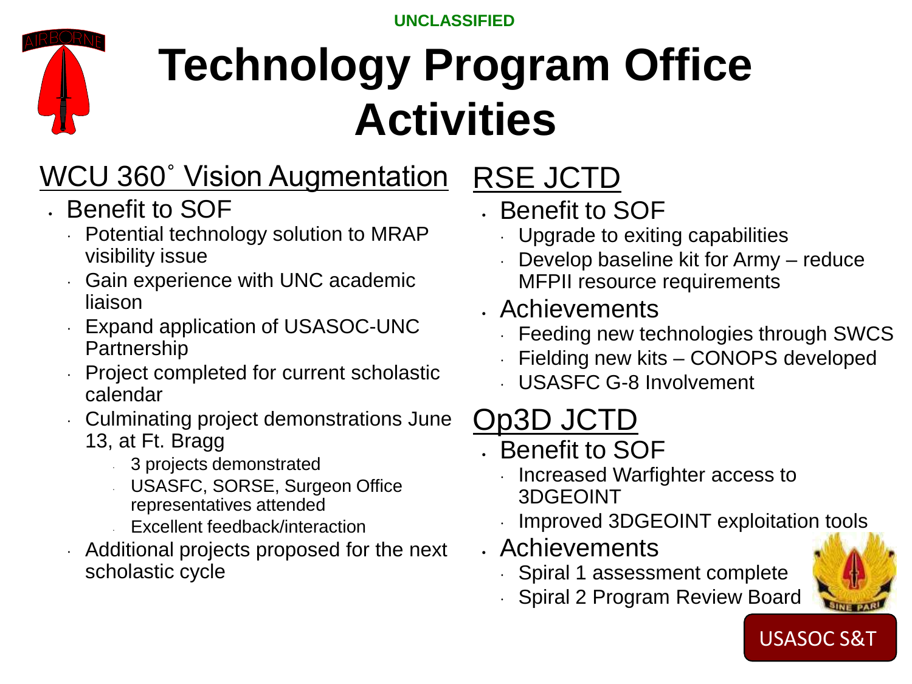UNCLASSIFIED

# Technology Program Office Activities

## WCU 360˚ Vision Augmentation

- Benefit to SOF
  - Potential technology solution to MRAP visibility issue
  - Gain experience with UNC academic liaison
  - Expand application of USASOC-UNC Partnership
  - Project completed for current scholastic calendar
  - Culminating project demonstrations June 13, at Ft. Bragg
    - 3 projects demonstrated
    - USASFC, SORSE, Surgeon Office representatives attended
    - Excellent feedback/interaction
  - Additional projects proposed for the next scholastic cycle

## RSE JCTD

- Benefit to SOF
  - Upgrade to exiting capabilities
  - Develop baseline kit for Army – reduce MFPII resource requirements
- Achievements
  - Feeding new technologies through SWCS
  - Fielding new kits – CONOPS developed
  - USASFC G-8 Involvement

## Op3D JCTD

- Benefit to SOF
  - Increased Warfighter access to 3DGEOINT
  - Improved 3DGEOINT exploitation tools
- Achievements
  - Spiral 1 assessment complete
  - Spiral 2 Program Review Board

USASOC S&T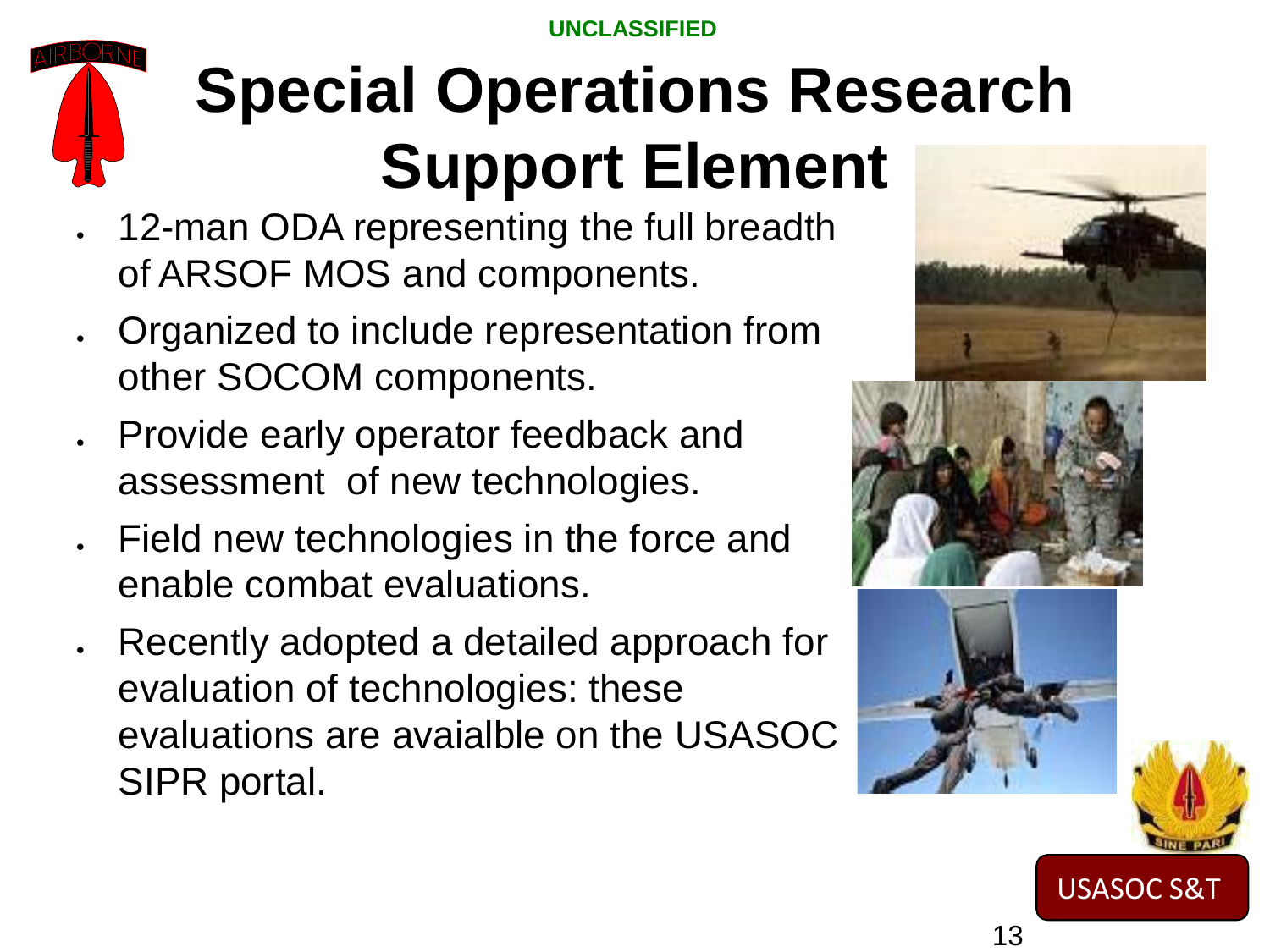# Special Operations Research Support Element

- 12-man ODA representing the full breadth of ARSOF MOS and components.
- Organized to include representation from other SOCOM components.
- Provide early operator feedback and assessment of new technologies.
- Field new technologies in the force and enable combat evaluations.
- Recently adopted a detailed approach for evaluation of technologies: these evaluations are avaialble on the USASOC SIPR portal.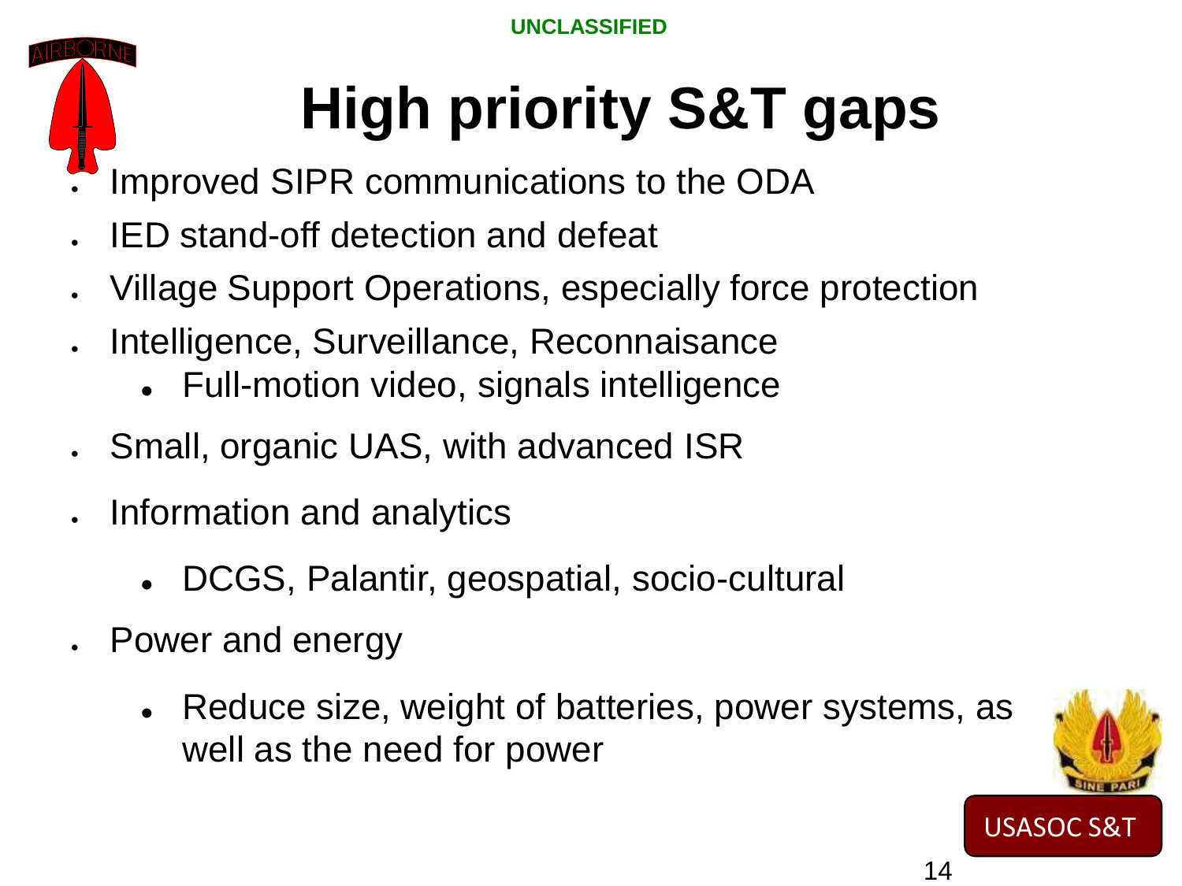UNCLASSIFIED

# High priority S&T gaps

- Improved SIPR communications to the ODA
- IED stand-off detection and defeat
- Village Support Operations, especially force protection
- Intelligence, Surveillance, Reconnaisance
  - Full-motion video, signals intelligence
- Small, organic UAS, with advanced ISR
- Information and analytics
  - DCGS, Palantir, geospatial, socio-cultural
- Power and energy
  - Reduce size, weight of batteries, power systems, as well as the need for power

USASOC S&T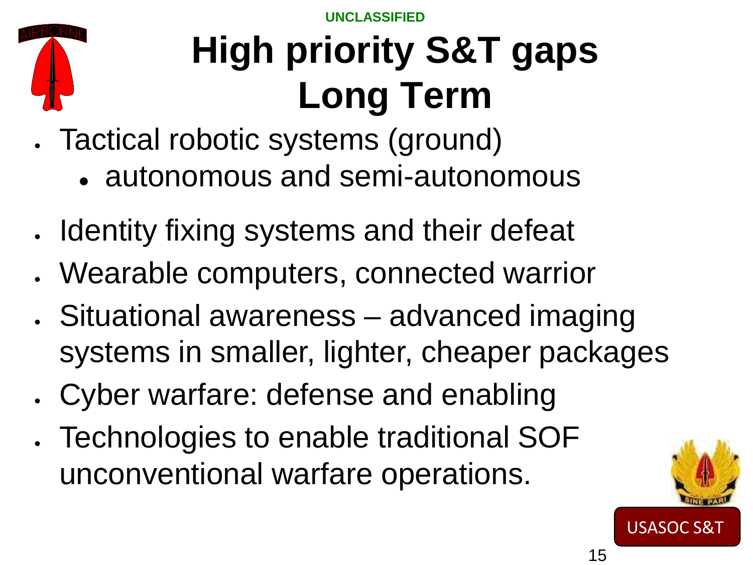UNCLASSIFIED

# High priority S&T gaps Long Term

- Tactical robotic systems (ground)
  - autonomous and semi-autonomous
- Identity fixing systems and their defeat
- Wearable computers, connected warrior
- Situational awareness – advanced imaging systems in smaller, lighter, cheaper packages
- Cyber warfare: defense and enabling
- Technologies to enable traditional SOF unconventional warfare operations.

USASOC S&T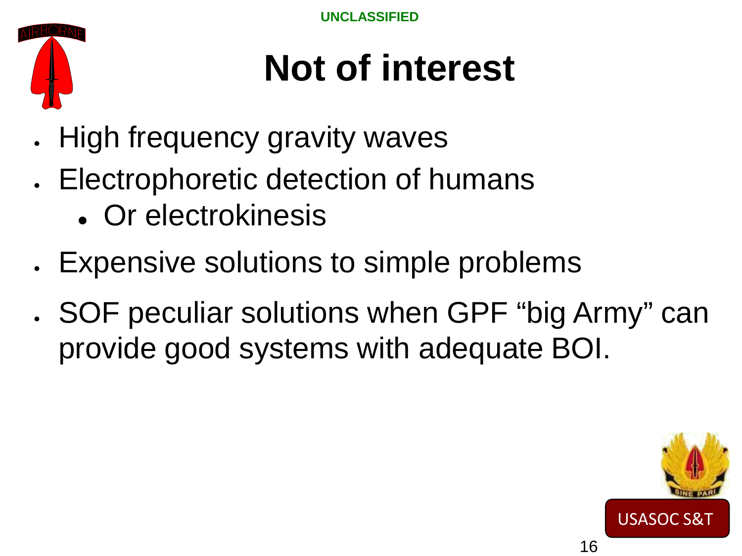# Not of interest

- High frequency gravity waves
- Electrophoretic detection of humans
  - Or electrokinesis
- Expensive solutions to simple problems
- SOF peculiar solutions when GPF “big Army” can provide good systems with adequate BOI.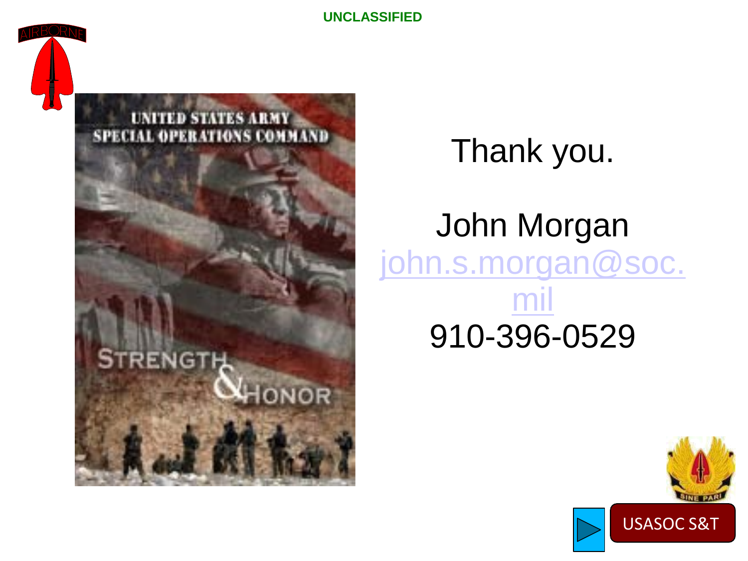UNCLASSIFIED

Thank you.

John Morgan

john.s.morgan@soc.mil

910-396-0529

USASOC S&T